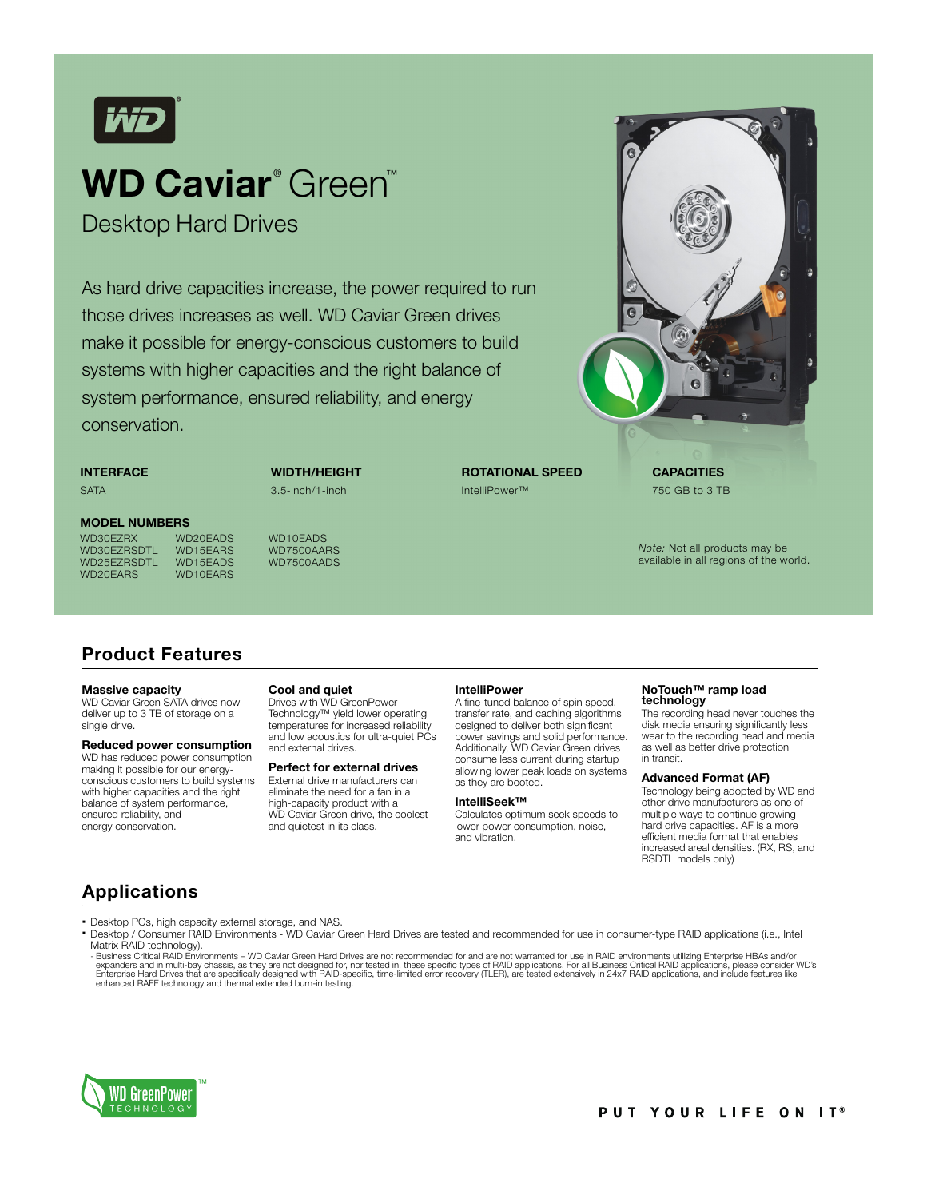# WD Caviar® Green™

## Desktop Hard Drives

As hard drive capacities increase, the power required to run those drives increases as well. WD Caviar Green drives make it possible for energy-conscious customers to build systems with higher capacities and the right balance of system performance, ensured reliability, and energy conservation.

| INTERFACE | WIDTH/HEIGHT | ROTATIONAL SPEED | CAPACITIES |
|---|---|---|---|
| SATA | 3.5-inch/1-inch | IntelliPower™ | 750 GB to 3 TB |

**MODEL NUMBERS**

| | | |
|---|---|---|
| WD30EZRX | WD20EADS | WD10EADS |
| WD30EZRSDTL | WD15EARS | WD7500AARS |
| WD25EZRSDTL | WD15EADS | WD7500AADS |
| WD20EARS | WD10EARS | |

*Note:* Not all products may be available in all regions of the world.

## Product Features

**Massive capacity**
WD Caviar Green SATA drives now deliver up to 3 TB of storage on a single drive.

**Reduced power consumption**
WD has reduced power consumption making it possible for our energy-conscious customers to build systems with higher capacities and the right balance of system performance, ensured reliability, and energy conservation.

**Cool and quiet**
Drives with WD GreenPower Technology™ yield lower operating temperatures for increased reliability and low acoustics for ultra-quiet PCs and external drives.

**Perfect for external drives**
External drive manufacturers can eliminate the need for a fan in a high-capacity product with a WD Caviar Green drive, the coolest and quietest in its class.

**IntelliPower**
A fine-tuned balance of spin speed, transfer rate, and caching algorithms designed to deliver both significant power savings and solid performance. Additionally, WD Caviar Green drives consume less current during startup allowing lower peak loads on systems as they are booted.

**IntelliSeek™**
Calculates optimum seek speeds to lower power consumption, noise, and vibration.

**NoTouch™ ramp load technology**
The recording head never touches the disk media ensuring significantly less wear to the recording head and media as well as better drive protection in transit.

**Advanced Format (AF)**
Technology being adopted by WD and other drive manufacturers as one of multiple ways to continue growing hard drive capacities. AF is a more efficient media format that enables increased areal densities. (RX, RS, and RSDTL models only)

## Applications

- Desktop PCs, high capacity external storage, and NAS.
- Desktop / Consumer RAID Environments - WD Caviar Green Hard Drives are tested and recommended for use in consumer-type RAID applications (i.e., Intel Matrix RAID technology).
  - Business Critical RAID Environments – WD Caviar Green Hard Drives are not recommended for and are not warranted for use in RAID environments utilizing Enterprise HBAs and/or expanders and in multi-bay chassis, as they are not designed for, nor tested in, these specific types of RAID applications. For all Business Critical RAID applications, please consider WD's Enterprise Hard Drives that are specifically designed with RAID-specific, time-limited error recovery (TLER), are tested extensively in 24x7 RAID applications, and include features like enhanced RAFF technology and thermal extended burn-in testing.

WD GreenPower™ TECHNOLOGY

PUT YOUR LIFE ON IT®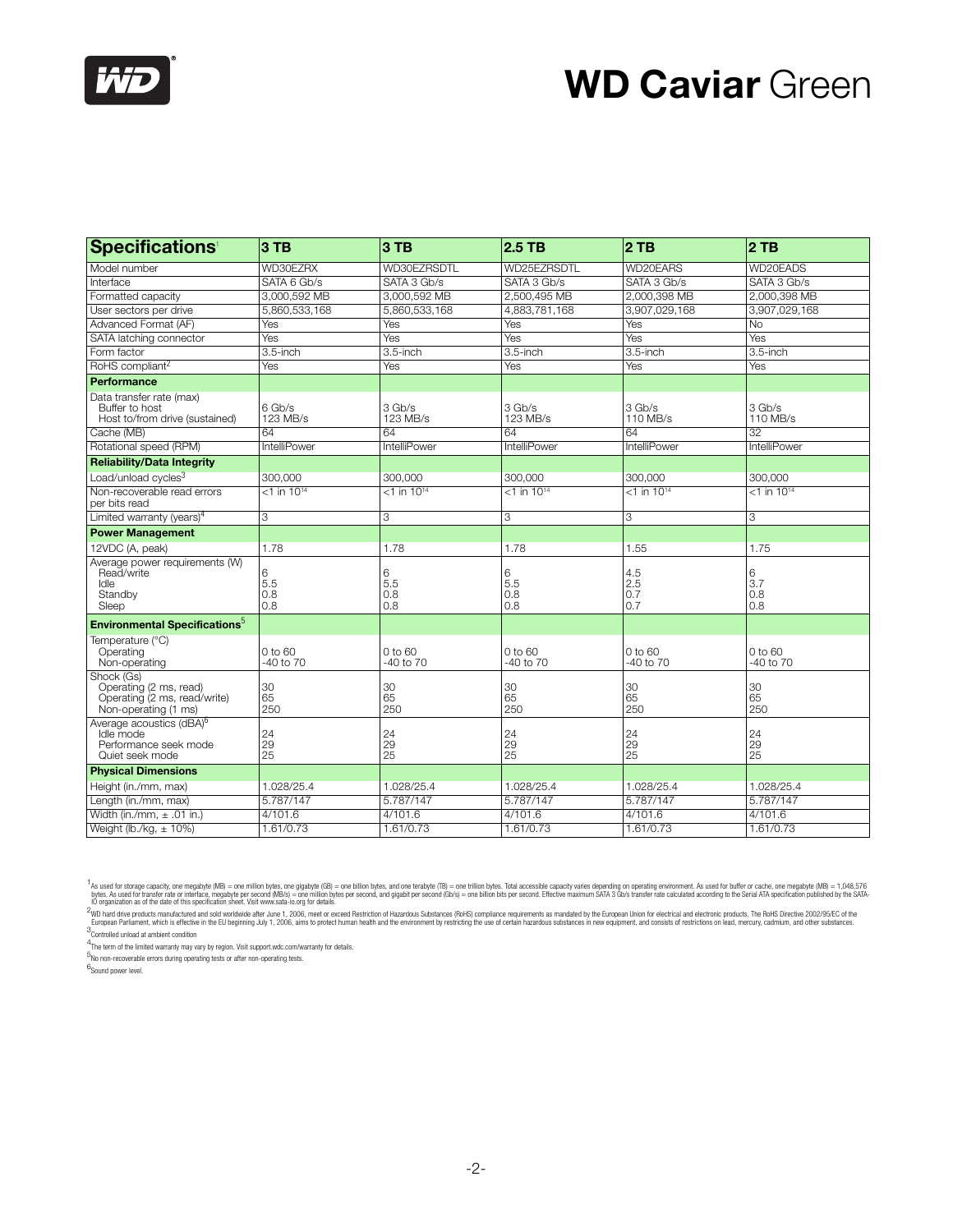# WD Caviar Green

| Specifications[1] | 3 TB | 3 TB | 2.5 TB | 2 TB | 2 TB |
|---|---|---|---|---|---|
| Model number | WD30EZRX | WD30EZRSDTL | WD25EZRSDTL | WD20EARS | WD20EADS |
| Interface | SATA 6 Gb/s | SATA 3 Gb/s | SATA 3 Gb/s | SATA 3 Gb/s | SATA 3 Gb/s |
| Formatted capacity | 3,000,592 MB | 3,000,592 MB | 2,500,495 MB | 2,000,398 MB | 2,000,398 MB |
| User sectors per drive | 5,860,533,168 | 5,860,533,168 | 4,883,781,168 | 3,907,029,168 | 3,907,029,168 |
| Advanced Format (AF) | Yes | Yes | Yes | Yes | No |
| SATA latching connector | Yes | Yes | Yes | Yes | Yes |
| Form factor | 3.5-inch | 3.5-inch | 3.5-inch | 3.5-inch | 3.5-inch |
| RoHS compliant[2] | Yes | Yes | Yes | Yes | Yes |
| **Performance** | | | | | |
| Data transfer rate (max)<br>Buffer to host<br>Host to/from drive (sustained) | <br>6 Gb/s<br>123 MB/s | <br>3 Gb/s<br>123 MB/s | <br>3 Gb/s<br>123 MB/s | <br>3 Gb/s<br>110 MB/s | <br>3 Gb/s<br>110 MB/s |
| Cache (MB) | 64 | 64 | 64 | 64 | 32 |
| Rotational speed (RPM) | IntelliPower | IntelliPower | IntelliPower | IntelliPower | IntelliPower |
| **Reliability/Data Integrity** | | | | | |
| Load/unload cycles[3] | 300,000 | 300,000 | 300,000 | 300,000 | 300,000 |
| Non-recoverable read errors per bits read | <1 in $10^{14}$ | <1 in $10^{14}$ | <1 in $10^{14}$ | <1 in $10^{14}$ | <1 in $10^{14}$ |
| Limited warranty (years)[4] | 3 | 3 | 3 | 3 | 3 |
| **Power Management** | | | | | |
| 12VDC (A, peak) | 1.78 | 1.78 | 1.78 | 1.55 | 1.75 |
| Average power requirements (W)<br>Read/write<br>Idle<br>Standby<br>Sleep | <br>6<br>5.5<br>0.8<br>0.8 | <br>6<br>5.5<br>0.8<br>0.8 | <br>6<br>5.5<br>0.8<br>0.8 | <br>4.5<br>2.5<br>0.7<br>0.7 | <br>6<br>3.7<br>0.8<br>0.8 |
| **Environmental Specifications[5]** | | | | | |
| Temperature (°C)<br>Operating<br>Non-operating | <br>0 to 60<br>-40 to 70 | <br>0 to 60<br>-40 to 70 | <br>0 to 60<br>-40 to 70 | <br>0 to 60<br>-40 to 70 | <br>0 to 60<br>-40 to 70 |
| Shock (Gs)<br>Operating (2 ms, read)<br>Operating (2 ms, read/write)<br>Non-operating (1 ms) | <br>30<br>65<br>250 | <br>30<br>65<br>250 | <br>30<br>65<br>250 | <br>30<br>65<br>250 | <br>30<br>65<br>250 |
| Average acoustics (dBA)[6]<br>Idle mode<br>Performance seek mode<br>Quiet seek mode | <br>24<br>29<br>25 | <br>24<br>29<br>25 | <br>24<br>29<br>25 | <br>24<br>29<br>25 | <br>24<br>29<br>25 |
| **Physical Dimensions** | | | | | |
| Height (in./mm, max) | 1.028/25.4 | 1.028/25.4 | 1.028/25.4 | 1.028/25.4 | 1.028/25.4 |
| Length (in./mm, max) | 5.787/147 | 5.787/147 | 5.787/147 | 5.787/147 | 5.787/147 |
| Width (in./mm, ± .01 in.) | 4/101.6 | 4/101.6 | 4/101.6 | 4/101.6 | 4/101.6 |
| Weight (lb./kg, ± 10%) | 1.61/0.73 | 1.61/0.73 | 1.61/0.73 | 1.61/0.73 | 1.61/0.73 |

[1] As used for storage capacity, one megabyte (MB) = one million bytes, one gigabyte (GB) = one billion bytes, and one terabyte (TB) = one trillion bytes. Total accessible capacity varies depending on operating environment. As used for buffer or cache, one megabyte (MB) = 1,048,576 bytes. As used for transfer rate or interface, megabyte per second (MB/s) = one million bytes per second, and gigabit per second (Gb/s) = one billion bits per second. Effective maximum SATA 3 Gb/s transfer rate calculated according to the Serial ATA specification published by the SATA-IO organization as of the date of this specification sheet. Visit www.sata-io.org for details.

[2] WD hard drive products manufactured and sold worldwide after June 1, 2006, meet or exceed Restriction of Hazardous Substances (RoHS) compliance requirements as mandated by the European Union for electrical and electronic products. The RoHS Directive 2002/95/EC of the European Parliament, which is effective in the EU beginning July 1, 2006, aims to protect human health and the environment by restricting the use of certain hazardous substances in new equipment, and consists of restrictions on lead, mercury, cadmium, and other substances.

[3] Controlled unload at ambient condition

[4] The term of the limited warranty may vary by region. Visit support.wdc.com/warranty for details.

[5] No non-recoverable errors during operating tests or after non-operating tests.

[6] Sound power level.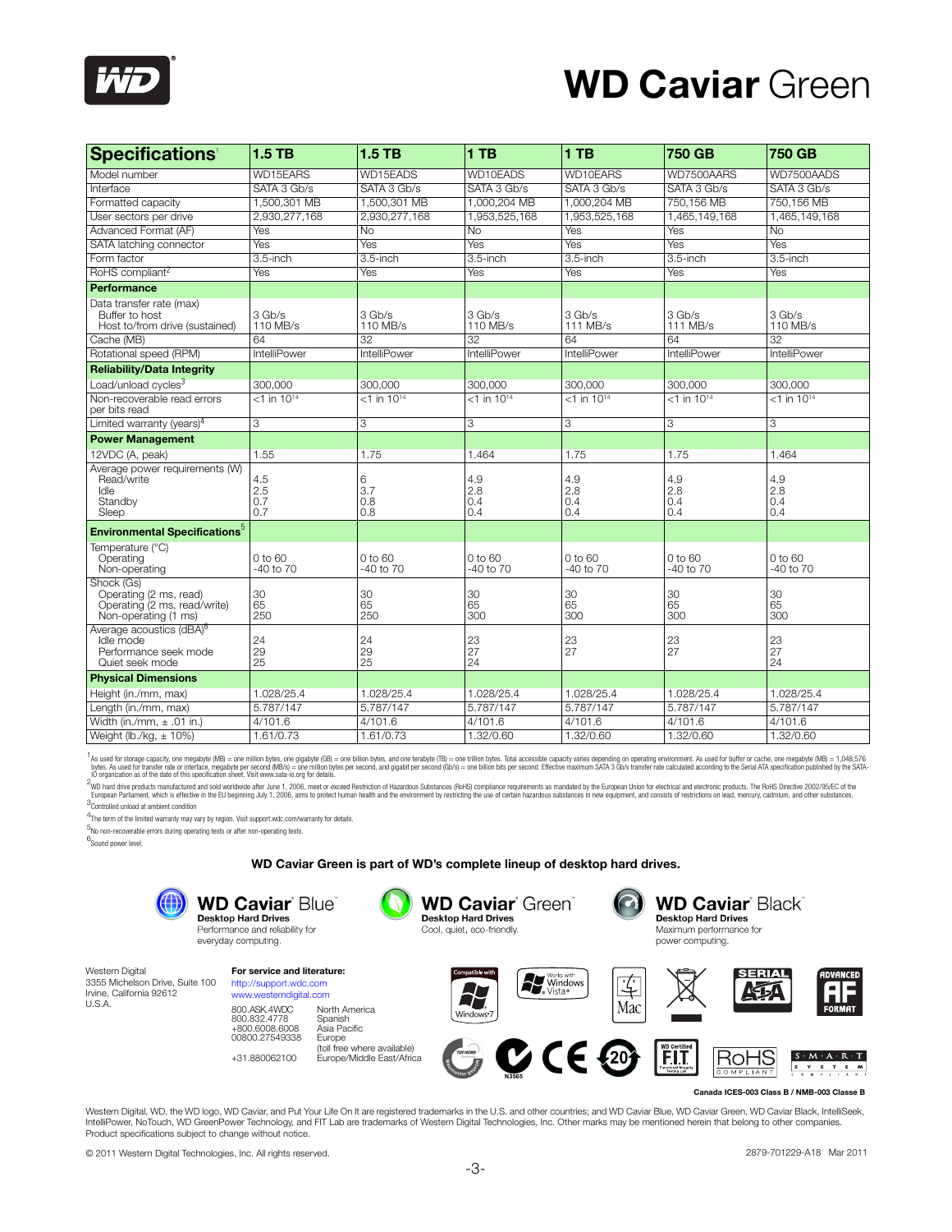# WD Caviar Green

| Specifications[1] | 1.5 TB | 1.5 TB | 1 TB | 1 TB | 750 GB | 750 GB |
|---|---|---|---|---|---|---|
| Model number | WD15EARS | WD15EADS | WD10EADS | WD10EARS | WD7500AARS | WD7500AADS |
| Interface | SATA 3 Gb/s | SATA 3 Gb/s | SATA 3 Gb/s | SATA 3 Gb/s | SATA 3 Gb/s | SATA 3 Gb/s |
| Formatted capacity | 1,500,301 MB | 1,500,301 MB | 1,000,204 MB | 1,000,204 MB | 750,156 MB | 750,156 MB |
| User sectors per drive | 2,930,277,168 | 2,930,277,168 | 1,953,525,168 | 1,953,525,168 | 1,465,149,168 | 1,465,149,168 |
| Advanced Format (AF) | Yes | No | No | Yes | Yes | No |
| SATA latching connector | Yes | Yes | Yes | Yes | Yes | Yes |
| Form factor | 3.5-inch | 3.5-inch | 3.5-inch | 3.5-inch | 3.5-inch | 3.5-inch |
| RoHS compliant[2] | Yes | Yes | Yes | Yes | Yes | Yes |
| **Performance** | | | | | | |
| Data transfer rate (max)<br>Buffer to host<br>Host to/from drive (sustained) | <br>3 Gb/s<br>110 MB/s | <br>3 Gb/s<br>110 MB/s | <br>3 Gb/s<br>110 MB/s | <br>3 Gb/s<br>111 MB/s | <br>3 Gb/s<br>111 MB/s | <br>3 Gb/s<br>110 MB/s |
| Cache (MB) | 64 | 32 | 32 | 64 | 64 | 32 |
| Rotational speed (RPM) | IntelliPower | IntelliPower | IntelliPower | IntelliPower | IntelliPower | IntelliPower |
| **Reliability/Data Integrity** | | | | | | |
| Load/unload cycles[3] | 300,000 | 300,000 | 300,000 | 300,000 | 300,000 | 300,000 |
| Non-recoverable read errors per bits read | <1 in $10^{14}$ | <1 in $10^{14}$ | <1 in $10^{14}$ | <1 in $10^{14}$ | <1 in $10^{14}$ | <1 in $10^{14}$ |
| Limited warranty (years)[4] | 3 | 3 | 3 | 3 | 3 | 3 |
| **Power Management** | | | | | | |
| 12VDC (A, peak) | 1.55 | 1.75 | 1.464 | 1.75 | 1.75 | 1.464 |
| Average power requirements (W)<br>Read/write<br>Idle<br>Standby<br>Sleep | <br>4.5<br>2.5<br>0.7<br>0.7 | <br>6<br>3.7<br>0.8<br>0.8 | <br>4.9<br>2.8<br>0.4<br>0.4 | <br>4.9<br>2.8<br>0.4<br>0.4 | <br>4.9<br>2.8<br>0.4<br>0.4 | <br>4.9<br>2.8<br>0.4<br>0.4 |
| **Environmental Specifications[5]** | | | | | | |
| Temperature (°C)<br>Operating<br>Non-operating | <br>0 to 60<br>-40 to 70 | <br>0 to 60<br>-40 to 70 | <br>0 to 60<br>-40 to 70 | <br>0 to 60<br>-40 to 70 | <br>0 to 60<br>-40 to 70 | <br>0 to 60<br>-40 to 70 |
| Shock (Gs)<br>Operating (2 ms, read)<br>Operating (2 ms, read/write)<br>Non-operating (1 ms) | <br>30<br>65<br>250 | <br>30<br>65<br>250 | <br>30<br>65<br>300 | <br>30<br>65<br>300 | <br>30<br>65<br>300 | <br>30<br>65<br>300 |
| Average acoustics (dBA)[6]<br>Idle mode<br>Performance seek mode<br>Quiet seek mode | <br>24<br>29<br>25 | <br>24<br>29<br>25 | <br>23<br>27<br>24 | <br>23<br>27<br> | <br>23<br>27<br> | <br>23<br>27<br>24 |
| **Physical Dimensions** | | | | | | |
| Height (in./mm, max) | 1.028/25.4 | 1.028/25.4 | 1.028/25.4 | 1.028/25.4 | 1.028/25.4 | 1.028/25.4 |
| Length (in./mm, max) | 5.787/147 | 5.787/147 | 5.787/147 | 5.787/147 | 5.787/147 | 5.787/147 |
| Width (in./mm, ± .01 in.) | 4/101.6 | 4/101.6 | 4/101.6 | 4/101.6 | 4/101.6 | 4/101.6 |
| Weight (lb./kg, ± 10%) | 1.61/0.73 | 1.61/0.73 | 1.32/0.60 | 1.32/0.60 | 1.32/0.60 | 1.32/0.60 |

[1] As used for storage capacity, one megabyte (MB) = one million bytes, one gigabyte (GB) = one billion bytes, and one terabyte (TB) = one trillion bytes. Total accessible capacity varies depending on operating environment. As used for buffer or cache, one megabyte (MB) = 1,048,576 bytes. As used for transfer rate or interface, megabyte per second (MB/s) = one million bytes per second, and gigabit per second (Gb/s) = one billion bits per second. Effective maximum SATA 3 Gb/s transfer rate calculated according to the Serial ATA specification published by the SATA-IO organization as of the date of this specification sheet. Visit www.sata-io.org for details.

[2] WD hard drive products manufactured and sold worldwide after June 1, 2006, meet or exceed Restriction of Hazardous Substances (RoHS) compliance requirements as mandated by the European Union for electrical and electronic products. The RoHS Directive 2002/95/EC of the European Parliament, which is effective in the EU beginning July 1, 2006, aims to protect human health and the environment by restricting the use of certain hazardous substances in new equipment, and consists of restrictions on lead, mercury, cadmium, and other substances.

[3] Controlled unload at ambient condition

[4] The term of the limited warranty may vary by region. Visit support.wdc.com/warranty for details.

[5] No non-recoverable errors during operating tests or after non-operating tests.

[6] Sound power level.

**WD Caviar Green is part of WD's complete lineup of desktop hard drives.**

**WD Caviar Blue**
**Desktop Hard Drives**
Performance and reliability for everyday computing.

**WD Caviar Green**
**Desktop Hard Drives**
Cool, quiet, eco-friendly.

**WD Caviar Black**
**Desktop Hard Drives**
Maximum performance for power computing.

Western Digital
3355 Michelson Drive, Suite 100
Irvine, California 92612
U.S.A.

**For service and literature:**
http://support.wdc.com
www.westerndigital.com

| | |
|---|---|
| 800.ASK.4WDC | North America |
| 800.832.4778 | Spanish |
| +800.6008.6008 | Asia Pacific |
| 00800.27549338 | Europe<br>(toll free where available) |
| +31.880062100 | Europe/Middle East/Africa |

**Canada ICES-003 Class B / NMB-003 Classe B**

Western Digital, WD, the WD logo, WD Caviar, and Put Your Life On It are registered trademarks in the U.S. and other countries; and WD Caviar Blue, WD Caviar Green, WD Caviar Black, IntelliSeek, IntelliPower, NoTouch, WD GreenPower Technology, and FIT Lab are trademarks of Western Digital Technologies, Inc. Other marks may be mentioned herein that belong to other companies. Product specifications subject to change without notice.

© 2011 Western Digital Technologies, Inc. All rights reserved.

2879-701229-A18 Mar 2011